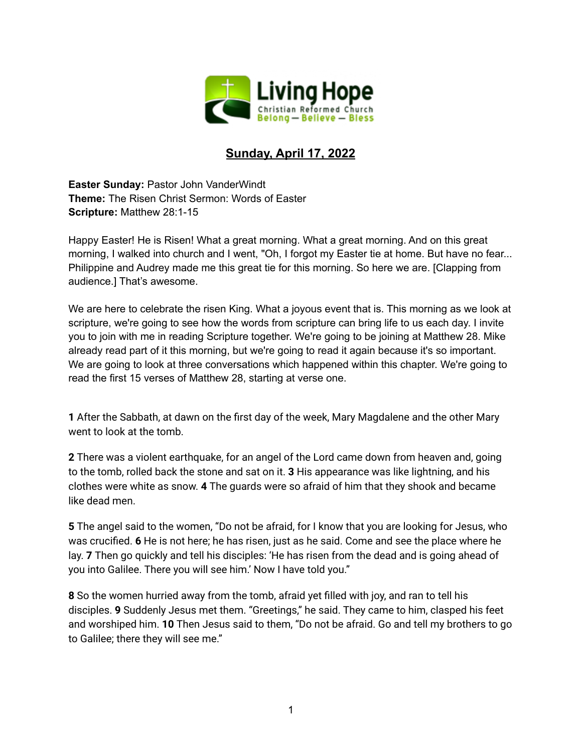Living Hope
Christian Reformed Church
Belong — Believe — Bless

# Sunday, April 17, 2022

**Easter Sunday:** Pastor John VanderWindt
**Theme:** The Risen Christ Sermon: Words of Easter
**Scripture:** Matthew 28:1-15

Happy Easter! He is Risen! What a great morning. What a great morning. And on this great morning, I walked into church and I went, "Oh, I forgot my Easter tie at home. But have no fear... Philippine and Audrey made me this great tie for this morning. So here we are. [Clapping from audience.] That's awesome.

We are here to celebrate the risen King. What a joyous event that is. This morning as we look at scripture, we're going to see how the words from scripture can bring life to us each day. I invite you to join with me in reading Scripture together. We're going to be joining at Matthew 28. Mike already read part of it this morning, but we're going to read it again because it's so important. We are going to look at three conversations which happened within this chapter. We're going to read the first 15 verses of Matthew 28, starting at verse one.

**1** After the Sabbath, at dawn on the first day of the week, Mary Magdalene and the other Mary went to look at the tomb.

**2** There was a violent earthquake, for an angel of the Lord came down from heaven and, going to the tomb, rolled back the stone and sat on it. **3** His appearance was like lightning, and his clothes were white as snow. **4** The guards were so afraid of him that they shook and became like dead men.

**5** The angel said to the women, "Do not be afraid, for I know that you are looking for Jesus, who was crucified. **6** He is not here; he has risen, just as he said. Come and see the place where he lay. **7** Then go quickly and tell his disciples: 'He has risen from the dead and is going ahead of you into Galilee. There you will see him.' Now I have told you."

**8** So the women hurried away from the tomb, afraid yet filled with joy, and ran to tell his disciples. **9** Suddenly Jesus met them. "Greetings," he said. They came to him, clasped his feet and worshiped him. **10** Then Jesus said to them, "Do not be afraid. Go and tell my brothers to go to Galilee; there they will see me."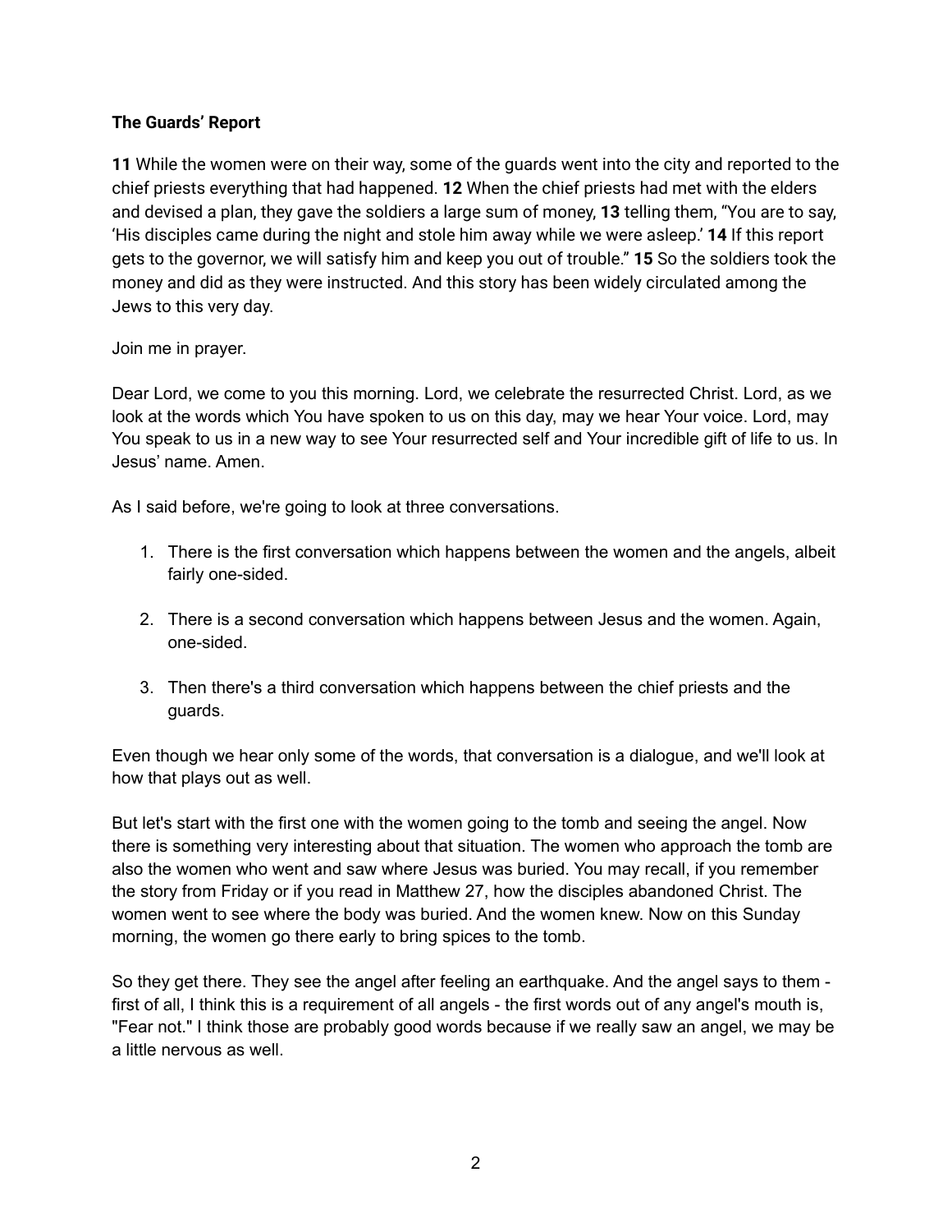**The Guards' Report**

**11** While the women were on their way, some of the guards went into the city and reported to the chief priests everything that had happened. **12** When the chief priests had met with the elders and devised a plan, they gave the soldiers a large sum of money, **13** telling them, "You are to say, 'His disciples came during the night and stole him away while we were asleep.' **14** If this report gets to the governor, we will satisfy him and keep you out of trouble." **15** So the soldiers took the money and did as they were instructed. And this story has been widely circulated among the Jews to this very day.

Join me in prayer.

Dear Lord, we come to you this morning. Lord, we celebrate the resurrected Christ. Lord, as we look at the words which You have spoken to us on this day, may we hear Your voice. Lord, may You speak to us in a new way to see Your resurrected self and Your incredible gift of life to us. In Jesus' name. Amen.

As I said before, we're going to look at three conversations.

1. There is the first conversation which happens between the women and the angels, albeit fairly one-sided.

2. There is a second conversation which happens between Jesus and the women. Again, one-sided.

3. Then there's a third conversation which happens between the chief priests and the guards.

Even though we hear only some of the words, that conversation is a dialogue, and we'll look at how that plays out as well.

But let's start with the first one with the women going to the tomb and seeing the angel. Now there is something very interesting about that situation. The women who approach the tomb are also the women who went and saw where Jesus was buried. You may recall, if you remember the story from Friday or if you read in Matthew 27, how the disciples abandoned Christ. The women went to see where the body was buried. And the women knew. Now on this Sunday morning, the women go there early to bring spices to the tomb.

So they get there. They see the angel after feeling an earthquake. And the angel says to them - first of all, I think this is a requirement of all angels - the first words out of any angel's mouth is, "Fear not." I think those are probably good words because if we really saw an angel, we may be a little nervous as well.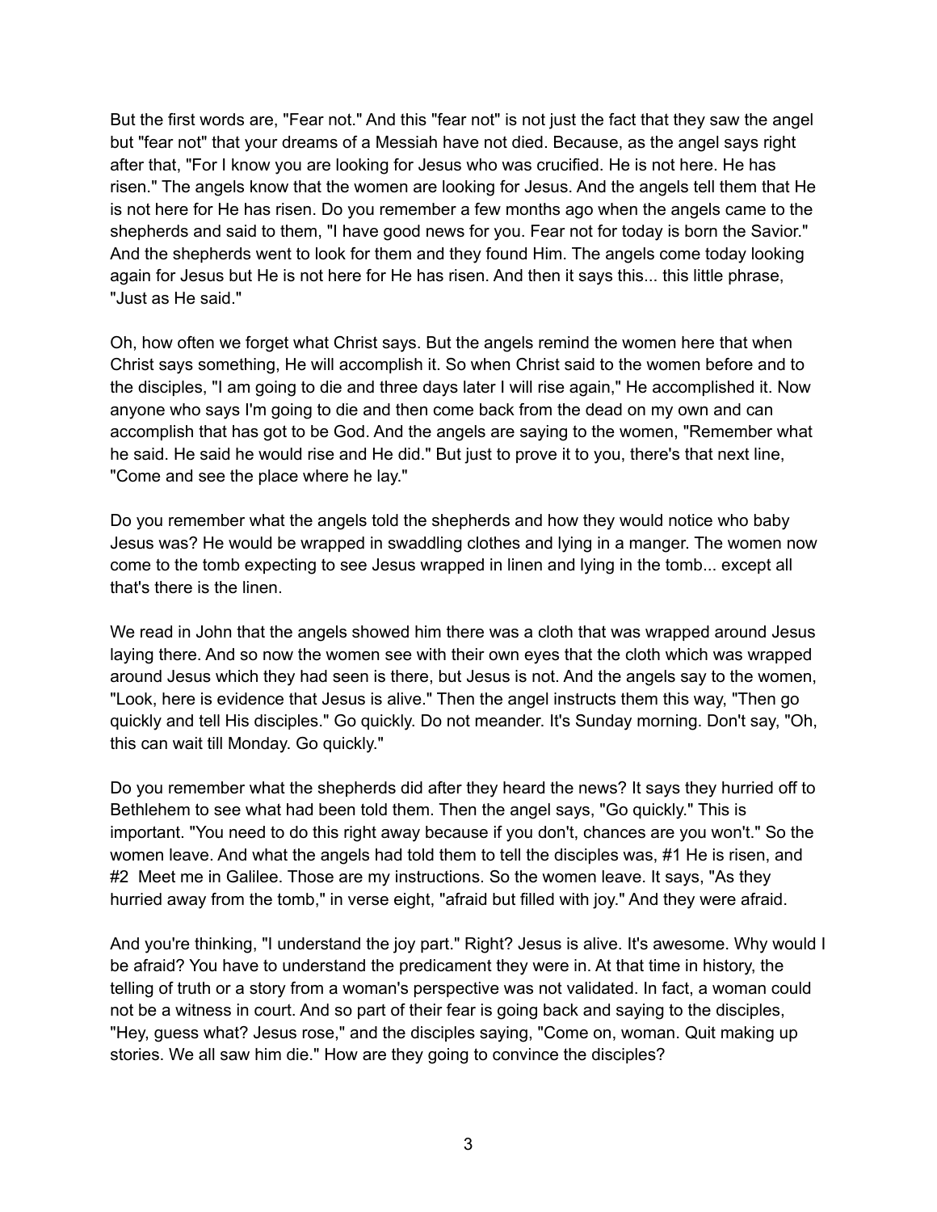But the first words are, "Fear not." And this "fear not" is not just the fact that they saw the angel but "fear not" that your dreams of a Messiah have not died. Because, as the angel says right after that, "For I know you are looking for Jesus who was crucified. He is not here. He has risen." The angels know that the women are looking for Jesus. And the angels tell them that He is not here for He has risen. Do you remember a few months ago when the angels came to the shepherds and said to them, "I have good news for you. Fear not for today is born the Savior." And the shepherds went to look for them and they found Him. The angels come today looking again for Jesus but He is not here for He has risen. And then it says this... this little phrase, "Just as He said."

Oh, how often we forget what Christ says. But the angels remind the women here that when Christ says something, He will accomplish it. So when Christ said to the women before and to the disciples, "I am going to die and three days later I will rise again," He accomplished it. Now anyone who says I'm going to die and then come back from the dead on my own and can accomplish that has got to be God. And the angels are saying to the women, "Remember what he said. He said he would rise and He did." But just to prove it to you, there's that next line, "Come and see the place where he lay."

Do you remember what the angels told the shepherds and how they would notice who baby Jesus was? He would be wrapped in swaddling clothes and lying in a manger. The women now come to the tomb expecting to see Jesus wrapped in linen and lying in the tomb... except all that's there is the linen.

We read in John that the angels showed him there was a cloth that was wrapped around Jesus laying there. And so now the women see with their own eyes that the cloth which was wrapped around Jesus which they had seen is there, but Jesus is not. And the angels say to the women, "Look, here is evidence that Jesus is alive." Then the angel instructs them this way, "Then go quickly and tell His disciples." Go quickly. Do not meander. It's Sunday morning. Don't say, "Oh, this can wait till Monday. Go quickly."

Do you remember what the shepherds did after they heard the news? It says they hurried off to Bethlehem to see what had been told them. Then the angel says, "Go quickly." This is important. "You need to do this right away because if you don't, chances are you won't." So the women leave. And what the angels had told them to tell the disciples was, #1 He is risen, and #2 Meet me in Galilee. Those are my instructions. So the women leave. It says, "As they hurried away from the tomb," in verse eight, "afraid but filled with joy." And they were afraid.

And you're thinking, "I understand the joy part." Right? Jesus is alive. It's awesome. Why would I be afraid? You have to understand the predicament they were in. At that time in history, the telling of truth or a story from a woman's perspective was not validated. In fact, a woman could not be a witness in court. And so part of their fear is going back and saying to the disciples, "Hey, guess what? Jesus rose," and the disciples saying, "Come on, woman. Quit making up stories. We all saw him die." How are they going to convince the disciples?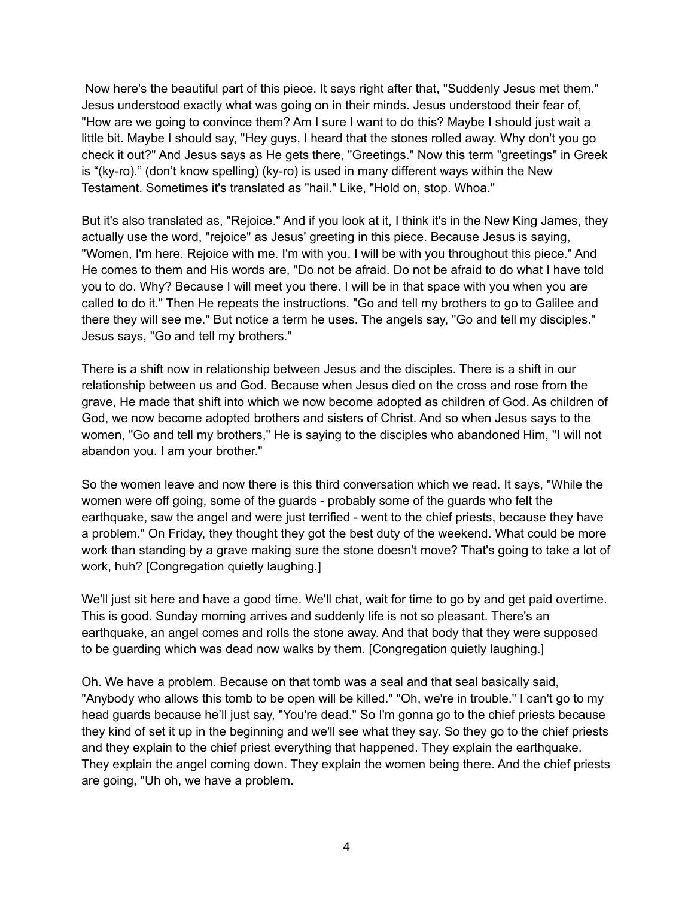Now here's the beautiful part of this piece. It says right after that, "Suddenly Jesus met them." Jesus understood exactly what was going on in their minds. Jesus understood their fear of, "How are we going to convince them? Am I sure I want to do this? Maybe I should just wait a little bit. Maybe I should say, "Hey guys, I heard that the stones rolled away. Why don't you go check it out?" And Jesus says as He gets there, "Greetings." Now this term "greetings" in Greek is "(ky-ro)." (don't know spelling) (ky-ro) is used in many different ways within the New Testament. Sometimes it's translated as "hail." Like, "Hold on, stop. Whoa."

But it's also translated as, "Rejoice." And if you look at it, I think it's in the New King James, they actually use the word, "rejoice" as Jesus' greeting in this piece. Because Jesus is saying, "Women, I'm here. Rejoice with me. I'm with you. I will be with you throughout this piece." And He comes to them and His words are, "Do not be afraid. Do not be afraid to do what I have told you to do. Why? Because I will meet you there. I will be in that space with you when you are called to do it." Then He repeats the instructions. "Go and tell my brothers to go to Galilee and there they will see me." But notice a term he uses. The angels say, "Go and tell my disciples." Jesus says, "Go and tell my brothers."

There is a shift now in relationship between Jesus and the disciples. There is a shift in our relationship between us and God. Because when Jesus died on the cross and rose from the grave, He made that shift into which we now become adopted as children of God. As children of God, we now become adopted brothers and sisters of Christ. And so when Jesus says to the women, "Go and tell my brothers," He is saying to the disciples who abandoned Him, "I will not abandon you. I am your brother."

So the women leave and now there is this third conversation which we read. It says, "While the women were off going, some of the guards - probably some of the guards who felt the earthquake, saw the angel and were just terrified - went to the chief priests, because they have a problem." On Friday, they thought they got the best duty of the weekend. What could be more work than standing by a grave making sure the stone doesn't move? That's going to take a lot of work, huh? [Congregation quietly laughing.]

We'll just sit here and have a good time. We'll chat, wait for time to go by and get paid overtime. This is good. Sunday morning arrives and suddenly life is not so pleasant. There's an earthquake, an angel comes and rolls the stone away. And that body that they were supposed to be guarding which was dead now walks by them. [Congregation quietly laughing.]

Oh. We have a problem. Because on that tomb was a seal and that seal basically said, "Anybody who allows this tomb to be open will be killed." "Oh, we're in trouble." I can't go to my head guards because he'll just say, "You're dead." So I'm gonna go to the chief priests because they kind of set it up in the beginning and we'll see what they say. So they go to the chief priests and they explain to the chief priest everything that happened. They explain the earthquake. They explain the angel coming down. They explain the women being there. And the chief priests are going, "Uh oh, we have a problem.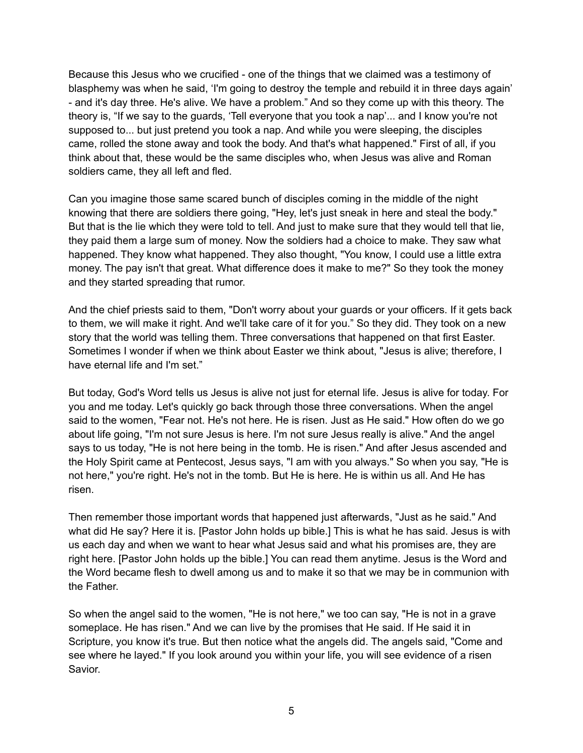Because this Jesus who we crucified - one of the things that we claimed was a testimony of blasphemy was when he said, 'I'm going to destroy the temple and rebuild it in three days again' - and it's day three. He's alive. We have a problem." And so they come up with this theory. The theory is, "If we say to the guards, 'Tell everyone that you took a nap'... and I know you're not supposed to... but just pretend you took a nap. And while you were sleeping, the disciples came, rolled the stone away and took the body. And that's what happened." First of all, if you think about that, these would be the same disciples who, when Jesus was alive and Roman soldiers came, they all left and fled.

Can you imagine those same scared bunch of disciples coming in the middle of the night knowing that there are soldiers there going, "Hey, let's just sneak in here and steal the body." But that is the lie which they were told to tell. And just to make sure that they would tell that lie, they paid them a large sum of money. Now the soldiers had a choice to make. They saw what happened. They know what happened. They also thought, "You know, I could use a little extra money. The pay isn't that great. What difference does it make to me?" So they took the money and they started spreading that rumor.

And the chief priests said to them, "Don't worry about your guards or your officers. If it gets back to them, we will make it right. And we'll take care of it for you." So they did. They took on a new story that the world was telling them. Three conversations that happened on that first Easter. Sometimes I wonder if when we think about Easter we think about, "Jesus is alive; therefore, I have eternal life and I'm set."

But today, God's Word tells us Jesus is alive not just for eternal life. Jesus is alive for today. For you and me today. Let's quickly go back through those three conversations. When the angel said to the women, "Fear not. He's not here. He is risen. Just as He said." How often do we go about life going, "I'm not sure Jesus is here. I'm not sure Jesus really is alive." And the angel says to us today, "He is not here being in the tomb. He is risen." And after Jesus ascended and the Holy Spirit came at Pentecost, Jesus says, "I am with you always." So when you say, "He is not here," you're right. He's not in the tomb. But He is here. He is within us all. And He has risen.

Then remember those important words that happened just afterwards, "Just as he said." And what did He say? Here it is. [Pastor John holds up bible.] This is what he has said. Jesus is with us each day and when we want to hear what Jesus said and what his promises are, they are right here. [Pastor John holds up the bible.] You can read them anytime. Jesus is the Word and the Word became flesh to dwell among us and to make it so that we may be in communion with the Father.

So when the angel said to the women, "He is not here," we too can say, "He is not in a grave someplace. He has risen." And we can live by the promises that He said. If He said it in Scripture, you know it's true. But then notice what the angels did. The angels said, "Come and see where he layed." If you look around you within your life, you will see evidence of a risen Savior.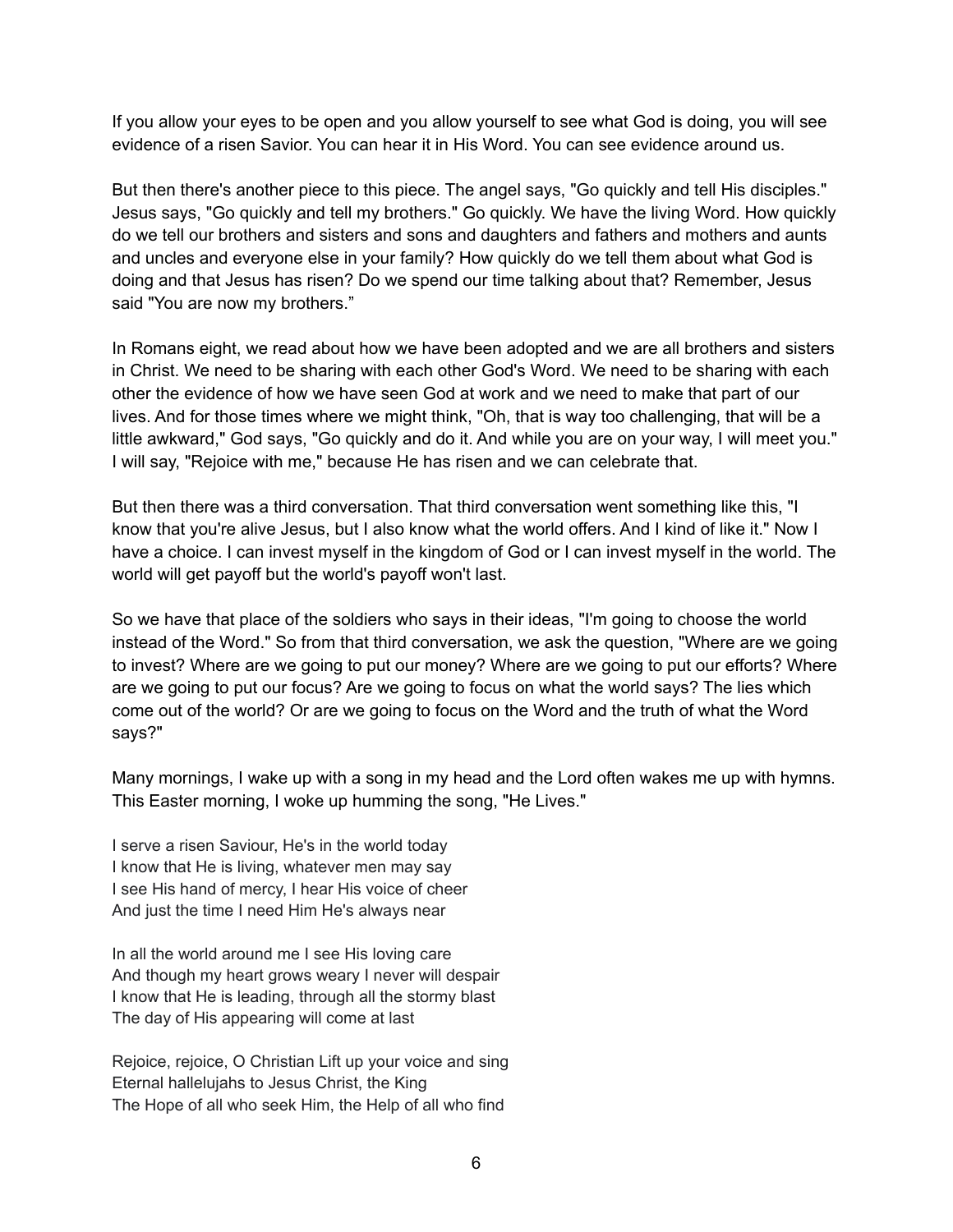If you allow your eyes to be open and you allow yourself to see what God is doing, you will see evidence of a risen Savior. You can hear it in His Word. You can see evidence around us.

But then there's another piece to this piece. The angel says, "Go quickly and tell His disciples." Jesus says, "Go quickly and tell my brothers." Go quickly. We have the living Word. How quickly do we tell our brothers and sisters and sons and daughters and fathers and mothers and aunts and uncles and everyone else in your family? How quickly do we tell them about what God is doing and that Jesus has risen? Do we spend our time talking about that? Remember, Jesus said "You are now my brothers."

In Romans eight, we read about how we have been adopted and we are all brothers and sisters in Christ. We need to be sharing with each other God's Word. We need to be sharing with each other the evidence of how we have seen God at work and we need to make that part of our lives. And for those times where we might think, "Oh, that is way too challenging, that will be a little awkward," God says, "Go quickly and do it. And while you are on your way, I will meet you." I will say, "Rejoice with me," because He has risen and we can celebrate that.

But then there was a third conversation. That third conversation went something like this, "I know that you're alive Jesus, but I also know what the world offers. And I kind of like it." Now I have a choice. I can invest myself in the kingdom of God or I can invest myself in the world. The world will get payoff but the world's payoff won't last.

So we have that place of the soldiers who says in their ideas, "I'm going to choose the world instead of the Word." So from that third conversation, we ask the question, "Where are we going to invest? Where are we going to put our money? Where are we going to put our efforts? Where are we going to put our focus? Are we going to focus on what the world says? The lies which come out of the world? Or are we going to focus on the Word and the truth of what the Word says?"

Many mornings, I wake up with a song in my head and the Lord often wakes me up with hymns. This Easter morning, I woke up humming the song, "He Lives."

I serve a risen Saviour, He's in the world today  
I know that He is living, whatever men may say  
I see His hand of mercy, I hear His voice of cheer  
And just the time I need Him He's always near

In all the world around me I see His loving care  
And though my heart grows weary I never will despair  
I know that He is leading, through all the stormy blast  
The day of His appearing will come at last

Rejoice, rejoice, O Christian Lift up your voice and sing  
Eternal hallelujahs to Jesus Christ, the King  
The Hope of all who seek Him, the Help of all who find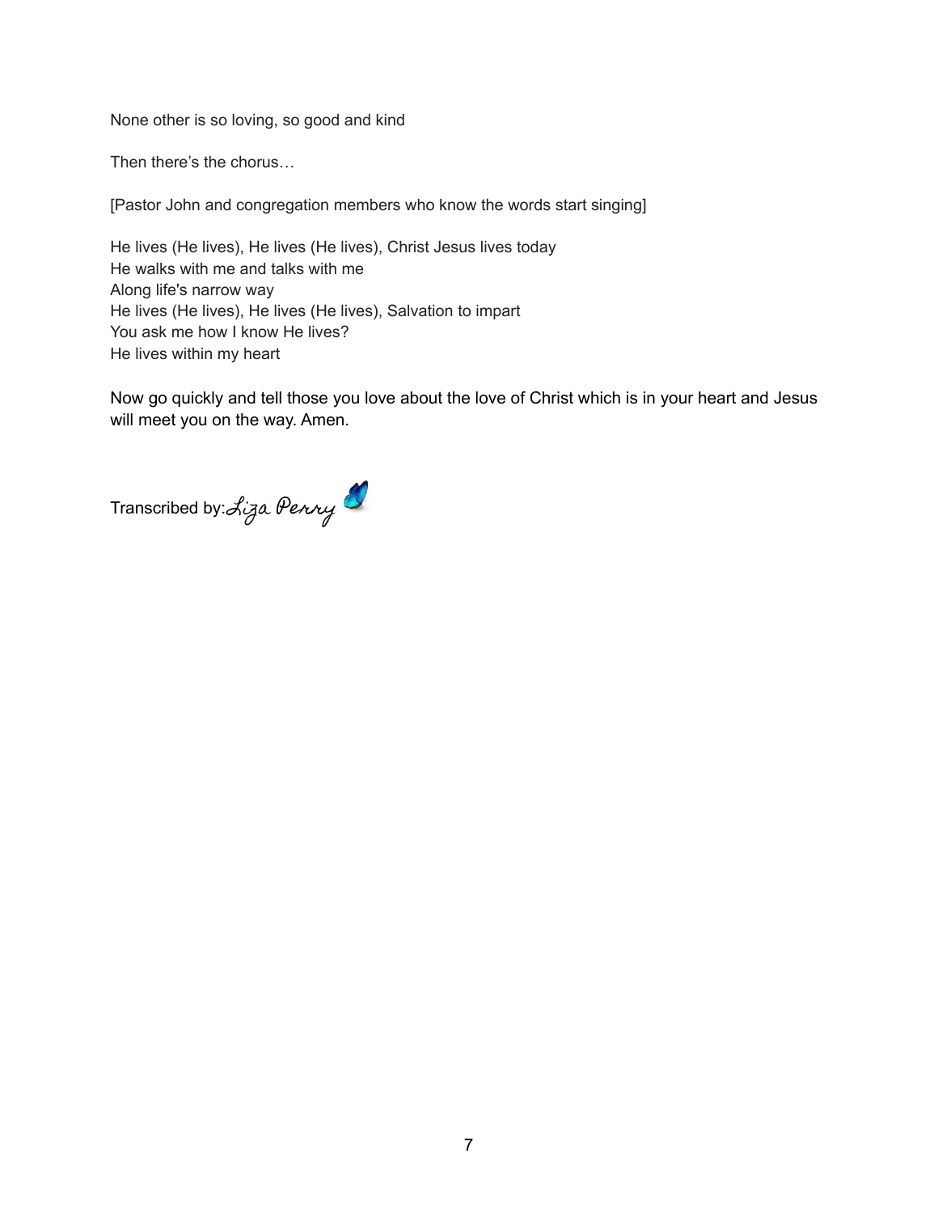None other is so loving, so good and kind

Then there's the chorus…

[Pastor John and congregation members who know the words start singing]

He lives (He lives), He lives (He lives), Christ Jesus lives today
He walks with me and talks with me
Along life's narrow way
He lives (He lives), He lives (He lives), Salvation to impart
You ask me how I know He lives?
He lives within my heart

Now go quickly and tell those you love about the love of Christ which is in your heart and Jesus will meet you on the way. Amen.

Transcribed by: Liza Perry